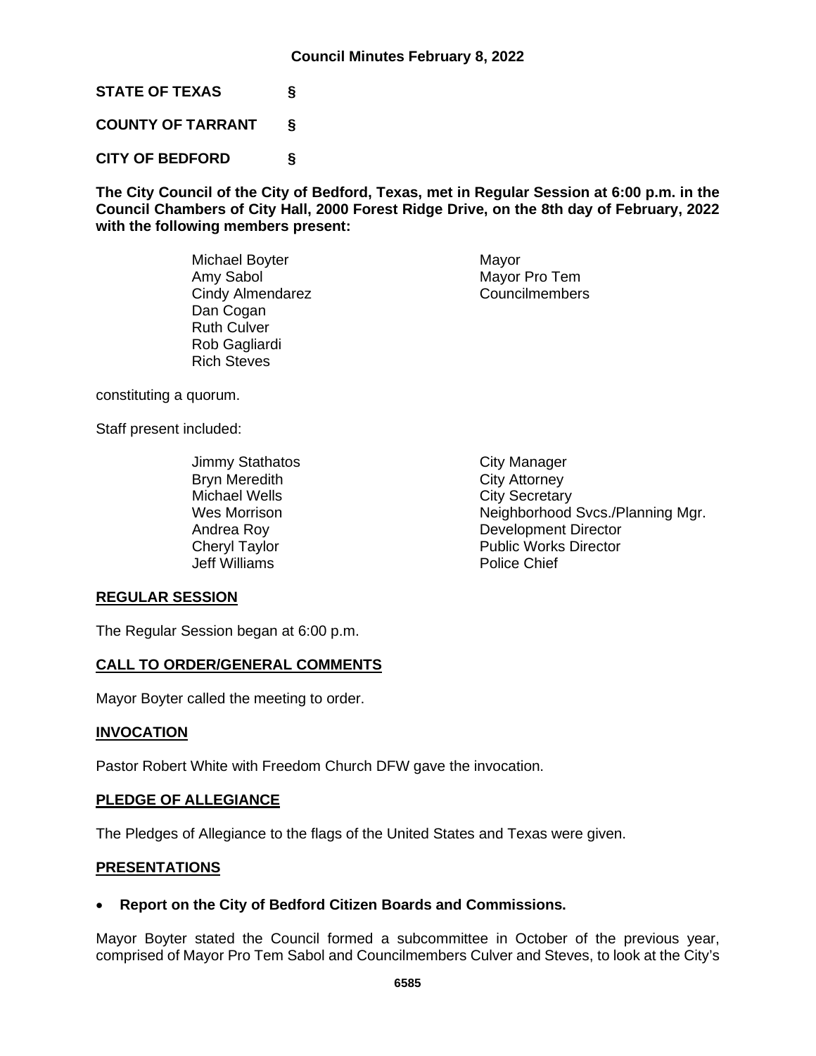**Council Minutes February 8, 2022**

**STATE OF TEXAS §**

**COUNTY OF TARRANT §**

**CITY OF BEDFORD §**

**The City Council of the City of Bedford, Texas, met in Regular Session at 6:00 p.m. in the Council Chambers of City Hall, 2000 Forest Ridge Drive, on the 8th day of February, 2022 with the following members present:**

| | |
|---|---|
| Michael Boyter | Mayor |
| Amy Sabol | Mayor Pro Tem |
| Cindy Almendarez | Councilmembers |
| Dan Cogan | |
| Ruth Culver | |
| Rob Gagliardi | |
| Rich Steves | |

constituting a quorum.

Staff present included:

| | |
|---|---|
| Jimmy Stathatos | City Manager |
| Bryn Meredith | City Attorney |
| Michael Wells | City Secretary |
| Wes Morrison | Neighborhood Svcs./Planning Mgr. |
| Andrea Roy | Development Director |
| Cheryl Taylor | Public Works Director |
| Jeff Williams | Police Chief |

## REGULAR SESSION

The Regular Session began at 6:00 p.m.

## CALL TO ORDER/GENERAL COMMENTS

Mayor Boyter called the meeting to order.

## INVOCATION

Pastor Robert White with Freedom Church DFW gave the invocation.

## PLEDGE OF ALLEGIANCE

The Pledges of Allegiance to the flags of the United States and Texas were given.

## PRESENTATIONS

- **Report on the City of Bedford Citizen Boards and Commissions.**

Mayor Boyter stated the Council formed a subcommittee in October of the previous year, comprised of Mayor Pro Tem Sabol and Councilmembers Culver and Steves, to look at the City's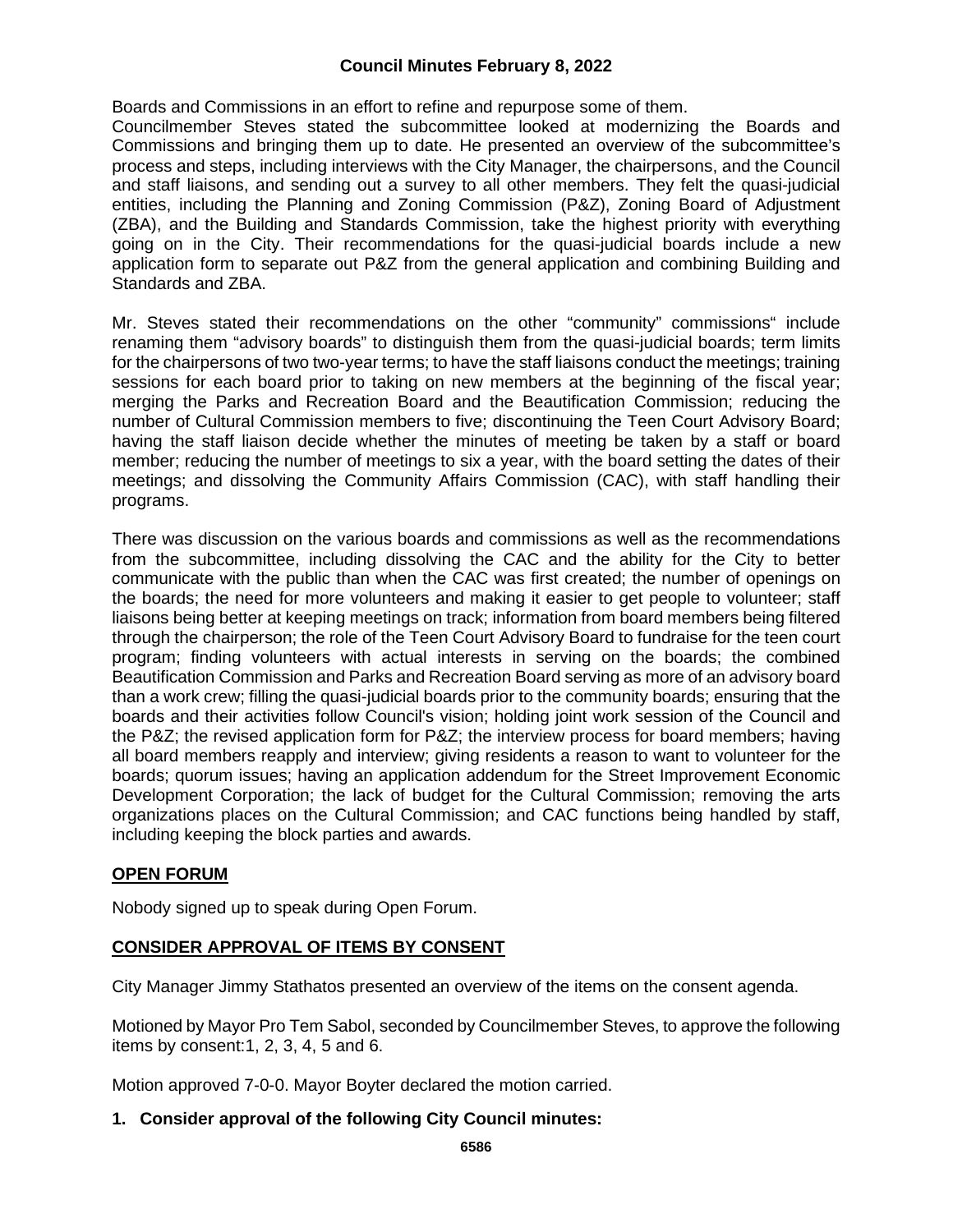Boards and Commissions in an effort to refine and repurpose some of them.

Councilmember Steves stated the subcommittee looked at modernizing the Boards and Commissions and bringing them up to date. He presented an overview of the subcommittee's process and steps, including interviews with the City Manager, the chairpersons, and the Council and staff liaisons, and sending out a survey to all other members. They felt the quasi-judicial entities, including the Planning and Zoning Commission (P&Z), Zoning Board of Adjustment (ZBA), and the Building and Standards Commission, take the highest priority with everything going on in the City. Their recommendations for the quasi-judicial boards include a new application form to separate out P&Z from the general application and combining Building and Standards and ZBA.

Mr. Steves stated their recommendations on the other "community" commissions" include renaming them "advisory boards" to distinguish them from the quasi-judicial boards; term limits for the chairpersons of two two-year terms; to have the staff liaisons conduct the meetings; training sessions for each board prior to taking on new members at the beginning of the fiscal year; merging the Parks and Recreation Board and the Beautification Commission; reducing the number of Cultural Commission members to five; discontinuing the Teen Court Advisory Board; having the staff liaison decide whether the minutes of meeting be taken by a staff or board member; reducing the number of meetings to six a year, with the board setting the dates of their meetings; and dissolving the Community Affairs Commission (CAC), with staff handling their programs.

There was discussion on the various boards and commissions as well as the recommendations from the subcommittee, including dissolving the CAC and the ability for the City to better communicate with the public than when the CAC was first created; the number of openings on the boards; the need for more volunteers and making it easier to get people to volunteer; staff liaisons being better at keeping meetings on track; information from board members being filtered through the chairperson; the role of the Teen Court Advisory Board to fundraise for the teen court program; finding volunteers with actual interests in serving on the boards; the combined Beautification Commission and Parks and Recreation Board serving as more of an advisory board than a work crew; filling the quasi-judicial boards prior to the community boards; ensuring that the boards and their activities follow Council's vision; holding joint work session of the Council and the P&Z; the revised application form for P&Z; the interview process for board members; having all board members reapply and interview; giving residents a reason to want to volunteer for the boards; quorum issues; having an application addendum for the Street Improvement Economic Development Corporation; the lack of budget for the Cultural Commission; removing the arts organizations places on the Cultural Commission; and CAC functions being handled by staff, including keeping the block parties and awards.

## OPEN FORUM

Nobody signed up to speak during Open Forum.

## CONSIDER APPROVAL OF ITEMS BY CONSENT

City Manager Jimmy Stathatos presented an overview of the items on the consent agenda.

Motioned by Mayor Pro Tem Sabol, seconded by Councilmember Steves, to approve the following items by consent:1, 2, 3, 4, 5 and 6.

Motion approved 7-0-0. Mayor Boyter declared the motion carried.

**1. Consider approval of the following City Council minutes:**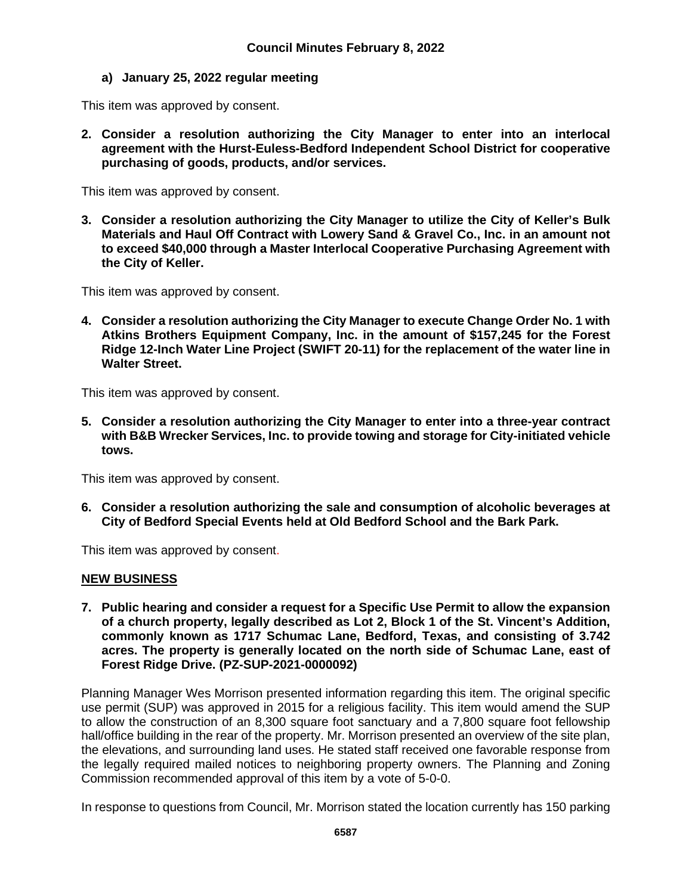**a) January 25, 2022 regular meeting**

This item was approved by consent.

**2. Consider a resolution authorizing the City Manager to enter into an interlocal agreement with the Hurst-Euless-Bedford Independent School District for cooperative purchasing of goods, products, and/or services.**

This item was approved by consent.

**3. Consider a resolution authorizing the City Manager to utilize the City of Keller's Bulk Materials and Haul Off Contract with Lowery Sand & Gravel Co., Inc. in an amount not to exceed $40,000 through a Master Interlocal Cooperative Purchasing Agreement with the City of Keller.**

This item was approved by consent.

**4. Consider a resolution authorizing the City Manager to execute Change Order No. 1 with Atkins Brothers Equipment Company, Inc. in the amount of $157,245 for the Forest Ridge 12-Inch Water Line Project (SWIFT 20-11) for the replacement of the water line in Walter Street.**

This item was approved by consent.

**5. Consider a resolution authorizing the City Manager to enter into a three-year contract with B&B Wrecker Services, Inc. to provide towing and storage for City-initiated vehicle tows.**

This item was approved by consent.

**6. Consider a resolution authorizing the sale and consumption of alcoholic beverages at City of Bedford Special Events held at Old Bedford School and the Bark Park.**

This item was approved by consent.

**NEW BUSINESS**

**7. Public hearing and consider a request for a Specific Use Permit to allow the expansion of a church property, legally described as Lot 2, Block 1 of the St. Vincent's Addition, commonly known as 1717 Schumac Lane, Bedford, Texas, and consisting of 3.742 acres. The property is generally located on the north side of Schumac Lane, east of Forest Ridge Drive. (PZ-SUP-2021-0000092)**

Planning Manager Wes Morrison presented information regarding this item. The original specific use permit (SUP) was approved in 2015 for a religious facility. This item would amend the SUP to allow the construction of an 8,300 square foot sanctuary and a 7,800 square foot fellowship hall/office building in the rear of the property. Mr. Morrison presented an overview of the site plan, the elevations, and surrounding land uses. He stated staff received one favorable response from the legally required mailed notices to neighboring property owners. The Planning and Zoning Commission recommended approval of this item by a vote of 5-0-0.

In response to questions from Council, Mr. Morrison stated the location currently has 150 parking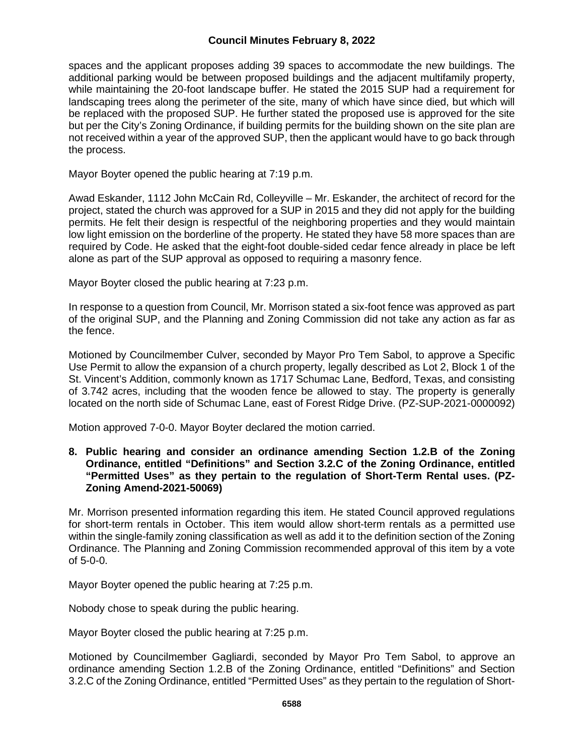spaces and the applicant proposes adding 39 spaces to accommodate the new buildings. The additional parking would be between proposed buildings and the adjacent multifamily property, while maintaining the 20-foot landscape buffer. He stated the 2015 SUP had a requirement for landscaping trees along the perimeter of the site, many of which have since died, but which will be replaced with the proposed SUP. He further stated the proposed use is approved for the site but per the City's Zoning Ordinance, if building permits for the building shown on the site plan are not received within a year of the approved SUP, then the applicant would have to go back through the process.

Mayor Boyter opened the public hearing at 7:19 p.m.

Awad Eskander, 1112 John McCain Rd, Colleyville – Mr. Eskander, the architect of record for the project, stated the church was approved for a SUP in 2015 and they did not apply for the building permits. He felt their design is respectful of the neighboring properties and they would maintain low light emission on the borderline of the property. He stated they have 58 more spaces than are required by Code. He asked that the eight-foot double-sided cedar fence already in place be left alone as part of the SUP approval as opposed to requiring a masonry fence.

Mayor Boyter closed the public hearing at 7:23 p.m.

In response to a question from Council, Mr. Morrison stated a six-foot fence was approved as part of the original SUP, and the Planning and Zoning Commission did not take any action as far as the fence.

Motioned by Councilmember Culver, seconded by Mayor Pro Tem Sabol, to approve a Specific Use Permit to allow the expansion of a church property, legally described as Lot 2, Block 1 of the St. Vincent's Addition, commonly known as 1717 Schumac Lane, Bedford, Texas, and consisting of 3.742 acres, including that the wooden fence be allowed to stay. The property is generally located on the north side of Schumac Lane, east of Forest Ridge Drive. (PZ-SUP-2021-0000092)

Motion approved 7-0-0. Mayor Boyter declared the motion carried.

**8. Public hearing and consider an ordinance amending Section 1.2.B of the Zoning Ordinance, entitled "Definitions" and Section 3.2.C of the Zoning Ordinance, entitled "Permitted Uses" as they pertain to the regulation of Short-Term Rental uses. (PZ-Zoning Amend-2021-50069)**

Mr. Morrison presented information regarding this item. He stated Council approved regulations for short-term rentals in October. This item would allow short-term rentals as a permitted use within the single-family zoning classification as well as add it to the definition section of the Zoning Ordinance. The Planning and Zoning Commission recommended approval of this item by a vote of 5-0-0.

Mayor Boyter opened the public hearing at 7:25 p.m.

Nobody chose to speak during the public hearing.

Mayor Boyter closed the public hearing at 7:25 p.m.

Motioned by Councilmember Gagliardi, seconded by Mayor Pro Tem Sabol, to approve an ordinance amending Section 1.2.B of the Zoning Ordinance, entitled "Definitions" and Section 3.2.C of the Zoning Ordinance, entitled "Permitted Uses" as they pertain to the regulation of Short-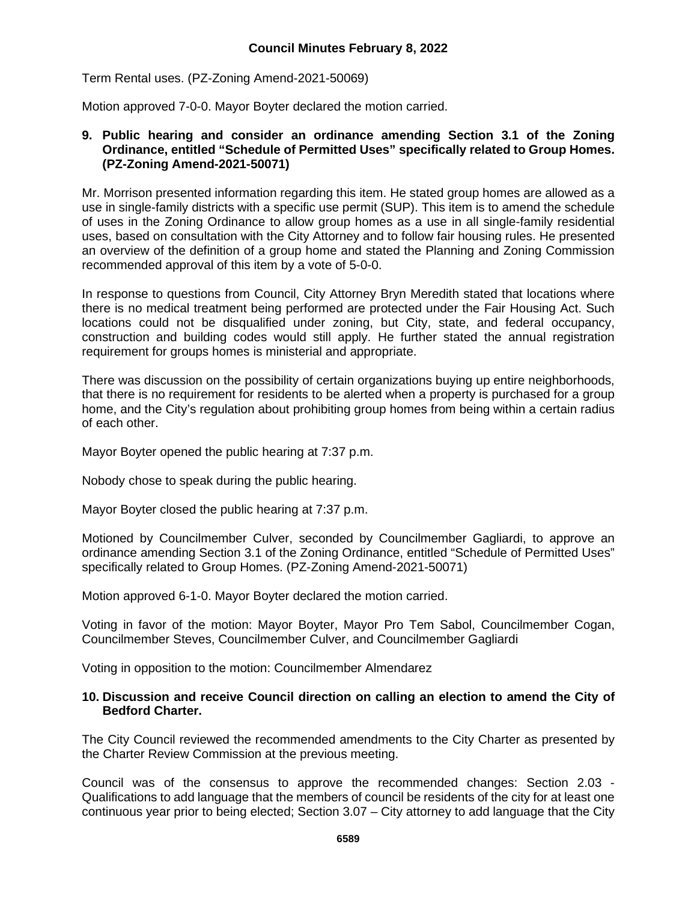Term Rental uses. (PZ-Zoning Amend-2021-50069)

Motion approved 7-0-0. Mayor Boyter declared the motion carried.

**9. Public hearing and consider an ordinance amending Section 3.1 of the Zoning Ordinance, entitled "Schedule of Permitted Uses" specifically related to Group Homes. (PZ-Zoning Amend-2021-50071)**

Mr. Morrison presented information regarding this item. He stated group homes are allowed as a use in single-family districts with a specific use permit (SUP). This item is to amend the schedule of uses in the Zoning Ordinance to allow group homes as a use in all single-family residential uses, based on consultation with the City Attorney and to follow fair housing rules. He presented an overview of the definition of a group home and stated the Planning and Zoning Commission recommended approval of this item by a vote of 5-0-0.

In response to questions from Council, City Attorney Bryn Meredith stated that locations where there is no medical treatment being performed are protected under the Fair Housing Act. Such locations could not be disqualified under zoning, but City, state, and federal occupancy, construction and building codes would still apply. He further stated the annual registration requirement for groups homes is ministerial and appropriate.

There was discussion on the possibility of certain organizations buying up entire neighborhoods, that there is no requirement for residents to be alerted when a property is purchased for a group home, and the City's regulation about prohibiting group homes from being within a certain radius of each other.

Mayor Boyter opened the public hearing at 7:37 p.m.

Nobody chose to speak during the public hearing.

Mayor Boyter closed the public hearing at 7:37 p.m.

Motioned by Councilmember Culver, seconded by Councilmember Gagliardi, to approve an ordinance amending Section 3.1 of the Zoning Ordinance, entitled "Schedule of Permitted Uses" specifically related to Group Homes. (PZ-Zoning Amend-2021-50071)

Motion approved 6-1-0. Mayor Boyter declared the motion carried.

Voting in favor of the motion: Mayor Boyter, Mayor Pro Tem Sabol, Councilmember Cogan, Councilmember Steves, Councilmember Culver, and Councilmember Gagliardi

Voting in opposition to the motion: Councilmember Almendarez

**10. Discussion and receive Council direction on calling an election to amend the City of Bedford Charter.**

The City Council reviewed the recommended amendments to the City Charter as presented by the Charter Review Commission at the previous meeting.

Council was of the consensus to approve the recommended changes: Section 2.03 - Qualifications to add language that the members of council be residents of the city for at least one continuous year prior to being elected; Section 3.07 – City attorney to add language that the City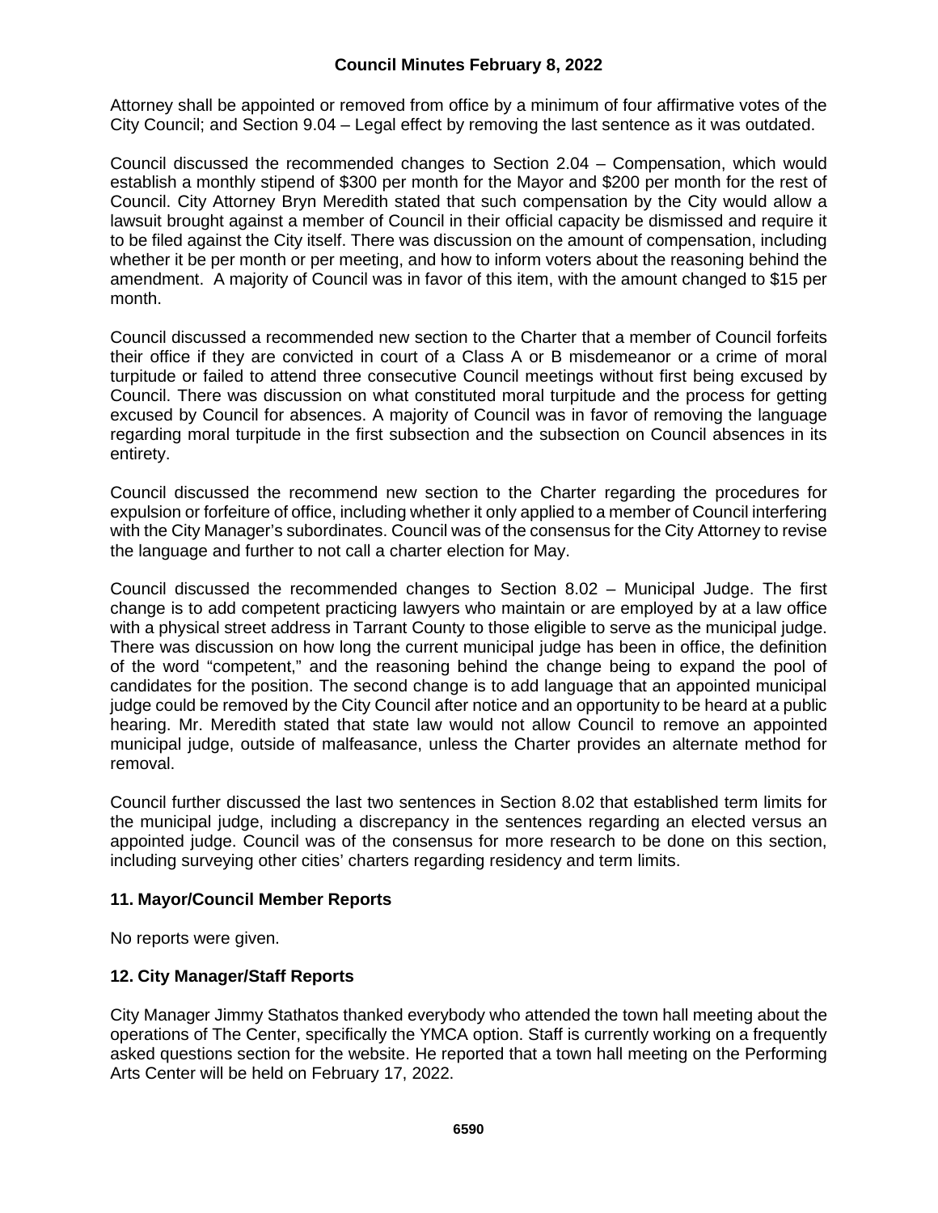Attorney shall be appointed or removed from office by a minimum of four affirmative votes of the City Council; and Section 9.04 – Legal effect by removing the last sentence as it was outdated.

Council discussed the recommended changes to Section 2.04 – Compensation, which would establish a monthly stipend of $300 per month for the Mayor and $200 per month for the rest of Council. City Attorney Bryn Meredith stated that such compensation by the City would allow a lawsuit brought against a member of Council in their official capacity be dismissed and require it to be filed against the City itself. There was discussion on the amount of compensation, including whether it be per month or per meeting, and how to inform voters about the reasoning behind the amendment. A majority of Council was in favor of this item, with the amount changed to $15 per month.

Council discussed a recommended new section to the Charter that a member of Council forfeits their office if they are convicted in court of a Class A or B misdemeanor or a crime of moral turpitude or failed to attend three consecutive Council meetings without first being excused by Council. There was discussion on what constituted moral turpitude and the process for getting excused by Council for absences. A majority of Council was in favor of removing the language regarding moral turpitude in the first subsection and the subsection on Council absences in its entirety.

Council discussed the recommend new section to the Charter regarding the procedures for expulsion or forfeiture of office, including whether it only applied to a member of Council interfering with the City Manager's subordinates. Council was of the consensus for the City Attorney to revise the language and further to not call a charter election for May.

Council discussed the recommended changes to Section 8.02 – Municipal Judge. The first change is to add competent practicing lawyers who maintain or are employed by at a law office with a physical street address in Tarrant County to those eligible to serve as the municipal judge. There was discussion on how long the current municipal judge has been in office, the definition of the word "competent," and the reasoning behind the change being to expand the pool of candidates for the position. The second change is to add language that an appointed municipal judge could be removed by the City Council after notice and an opportunity to be heard at a public hearing. Mr. Meredith stated that state law would not allow Council to remove an appointed municipal judge, outside of malfeasance, unless the Charter provides an alternate method for removal.

Council further discussed the last two sentences in Section 8.02 that established term limits for the municipal judge, including a discrepancy in the sentences regarding an elected versus an appointed judge. Council was of the consensus for more research to be done on this section, including surveying other cities' charters regarding residency and term limits.

## 11. Mayor/Council Member Reports

No reports were given.

## 12. City Manager/Staff Reports

City Manager Jimmy Stathatos thanked everybody who attended the town hall meeting about the operations of The Center, specifically the YMCA option. Staff is currently working on a frequently asked questions section for the website. He reported that a town hall meeting on the Performing Arts Center will be held on February 17, 2022.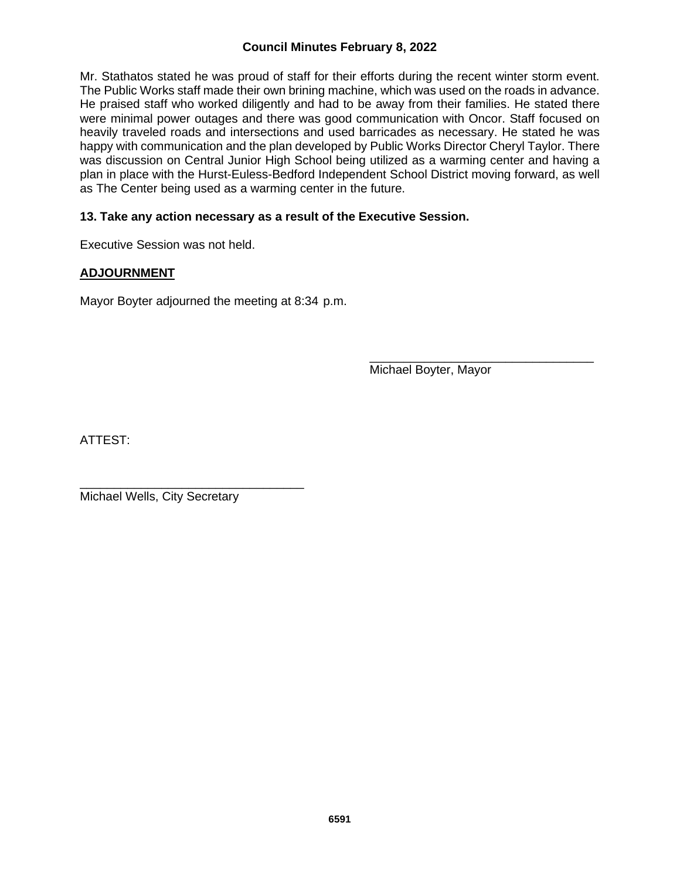Mr. Stathatos stated he was proud of staff for their efforts during the recent winter storm event. The Public Works staff made their own brining machine, which was used on the roads in advance. He praised staff who worked diligently and had to be away from their families. He stated there were minimal power outages and there was good communication with Oncor. Staff focused on heavily traveled roads and intersections and used barricades as necessary. He stated he was happy with communication and the plan developed by Public Works Director Cheryl Taylor. There was discussion on Central Junior High School being utilized as a warming center and having a plan in place with the Hurst-Euless-Bedford Independent School District moving forward, as well as The Center being used as a warming center in the future.

**13. Take any action necessary as a result of the Executive Session.**

Executive Session was not held.

**ADJOURNMENT**

Mayor Boyter adjourned the meeting at 8:34 p.m.

\_\_\_\_\_\_\_\_\_\_\_\_\_\_\_\_\_\_\_\_\_\_\_\_\_\_\_\_\_\_\_\_\_\_\_
Michael Boyter, Mayor

ATTEST:

\_\_\_\_\_\_\_\_\_\_\_\_\_\_\_\_\_\_\_\_\_\_\_\_\_\_\_\_\_\_\_\_\_\_\_
Michael Wells, City Secretary